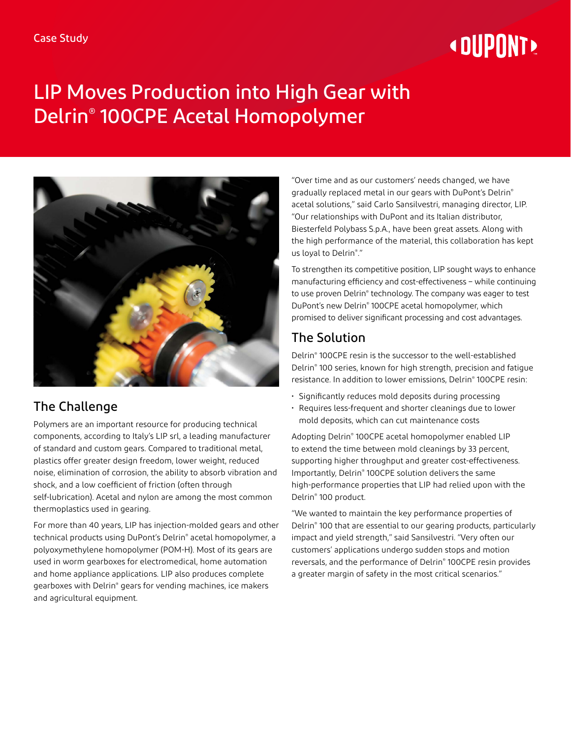Case Study

# LIP Moves Production into High Gear with Delrin® 100CPE Acetal Homopolymer

## The Challenge

Polymers are an important resource for producing technical components, according to Italy's LIP srl, a leading manufacturer of standard and custom gears. Compared to traditional metal, plastics offer greater design freedom, lower weight, reduced noise, elimination of corrosion, the ability to absorb vibration and shock, and a low coefficient of friction (often through self-lubrication). Acetal and nylon are among the most common thermoplastics used in gearing.

For more than 40 years, LIP has injection-molded gears and other technical products using DuPont's Delrin® acetal homopolymer, a polyoxymethylene homopolymer (POM-H). Most of its gears are used in worm gearboxes for electromedical, home automation and home appliance applications. LIP also produces complete gearboxes with Delrin® gears for vending machines, ice makers and agricultural equipment.

"Over time and as our customers' needs changed, we have gradually replaced metal in our gears with DuPont's Delrin® acetal solutions," said Carlo Sansilvestri, managing director, LIP. "Our relationships with DuPont and its Italian distributor, Biesterfeld Polybass S.p.A., have been great assets. Along with the high performance of the material, this collaboration has kept us loyal to Delrin®."

To strengthen its competitive position, LIP sought ways to enhance manufacturing efficiency and cost-effectiveness – while continuing to use proven Delrin® technology. The company was eager to test DuPont's new Delrin® 100CPE acetal homopolymer, which promised to deliver significant processing and cost advantages.

## The Solution

Delrin® 100CPE resin is the successor to the well-established Delrin® 100 series, known for high strength, precision and fatigue resistance. In addition to lower emissions, Delrin® 100CPE resin:

- Significantly reduces mold deposits during processing
- Requires less-frequent and shorter cleanings due to lower mold deposits, which can cut maintenance costs

Adopting Delrin® 100CPE acetal homopolymer enabled LIP to extend the time between mold cleanings by 33 percent, supporting higher throughput and greater cost-effectiveness. Importantly, Delrin® 100CPE solution delivers the same high-performance properties that LIP had relied upon with the Delrin® 100 product.

"We wanted to maintain the key performance properties of Delrin® 100 that are essential to our gearing products, particularly impact and yield strength," said Sansilvestri. "Very often our customers' applications undergo sudden stops and motion reversals, and the performance of Delrin® 100CPE resin provides a greater margin of safety in the most critical scenarios."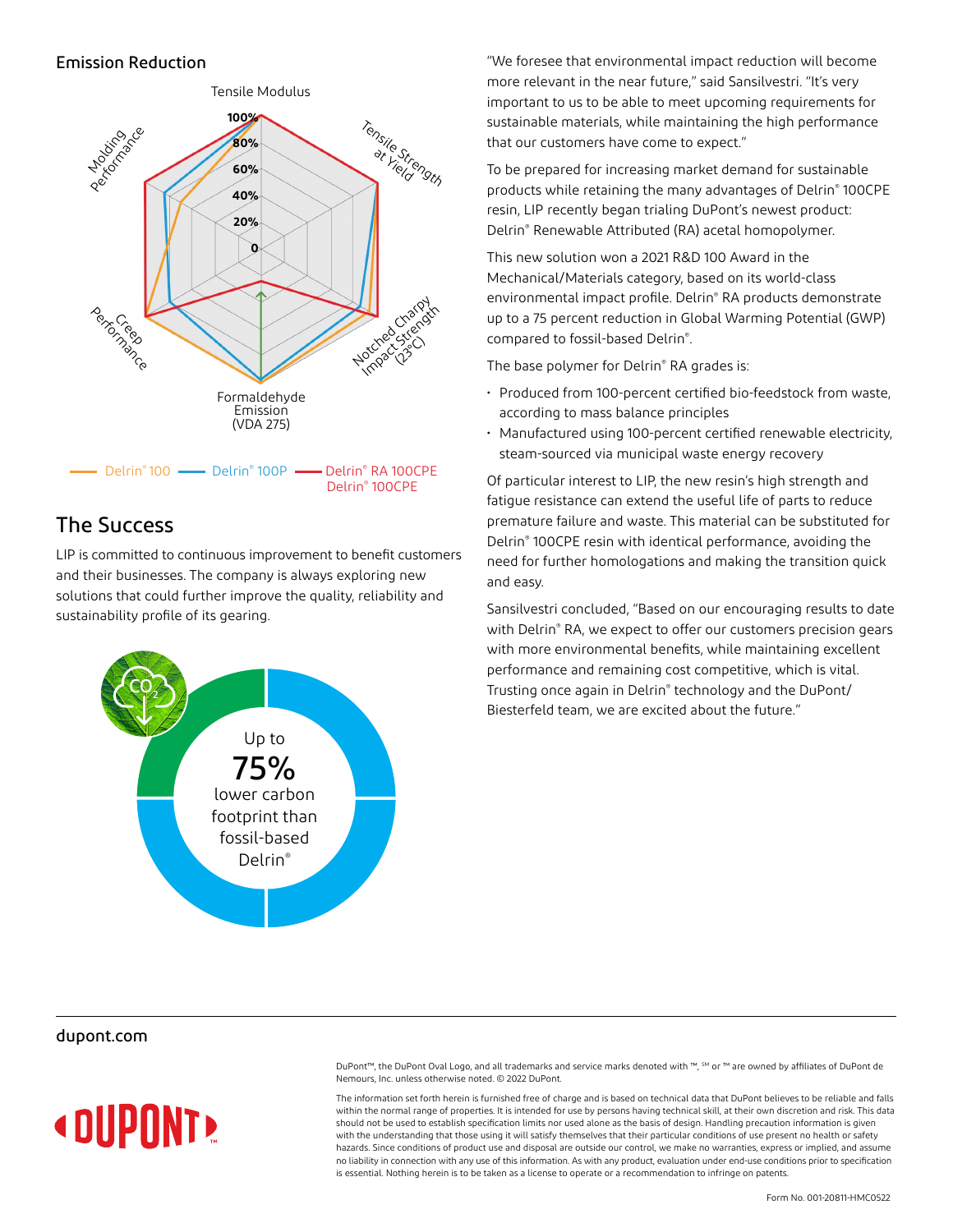## Emission Reduction

Tensile Modulus

100%
80%
60%
40%
20%
0

Tensile Strength at Yield

Notched Charpy Impact Strength (23°C)

Formaldehyde Emission (VDA 275)

Creep Performance

Molding Performance

Delrin® 100 — Delrin® 100P — Delrin® RA 100CPE Delrin® 100CPE

## The Success

LIP is committed to continuous improvement to benefit customers and their businesses. The company is always exploring new solutions that could further improve the quality, reliability and sustainability profile of its gearing.

$CO_2$

Up to
75%
lower carbon footprint than fossil-based Delrin®

"We foresee that environmental impact reduction will become more relevant in the near future," said Sansilvestri. "It's very important to us to be able to meet upcoming requirements for sustainable materials, while maintaining the high performance that our customers have come to expect."

To be prepared for increasing market demand for sustainable products while retaining the many advantages of Delrin® 100CPE resin, LIP recently began trialing DuPont's newest product: Delrin® Renewable Attributed (RA) acetal homopolymer.

This new solution won a 2021 R&D 100 Award in the Mechanical/Materials category, based on its world-class environmental impact profile. Delrin® RA products demonstrate up to a 75 percent reduction in Global Warming Potential (GWP) compared to fossil-based Delrin®.

The base polymer for Delrin® RA grades is:

- Produced from 100-percent certified bio-feedstock from waste, according to mass balance principles
- Manufactured using 100-percent certified renewable electricity, steam-sourced via municipal waste energy recovery

Of particular interest to LIP, the new resin's high strength and fatigue resistance can extend the useful life of parts to reduce premature failure and waste. This material can be substituted for Delrin® 100CPE resin with identical performance, avoiding the need for further homologations and making the transition quick and easy.

Sansilvestri concluded, "Based on our encouraging results to date with Delrin® RA, we expect to offer our customers precision gears with more environmental benefits, while maintaining excellent performance and remaining cost competitive, which is vital. Trusting once again in Delrin® technology and the DuPont/Biesterfeld team, we are excited about the future."

dupont.com

DUPONT

DuPont™, the DuPont Oval Logo, and all trademarks and service marks denoted with ™, ℠ or ™ are owned by affiliates of DuPont de Nemours, Inc. unless otherwise noted. © 2022 DuPont.

The information set forth herein is furnished free of charge and is based on technical data that DuPont believes to be reliable and falls within the normal range of properties. It is intended for use by persons having technical skill, at their own discretion and risk. This data should not be used to establish specification limits nor used alone as the basis of design. Handling precaution information is given with the understanding that those using it will satisfy themselves that their particular conditions of use present no health or safety hazards. Since conditions of product use and disposal are outside our control, we make no warranties, express or implied, and assume no liability in connection with any use of this information. As with any product, evaluation under end-use conditions prior to specification is essential. Nothing herein is to be taken as a license to operate or a recommendation to infringe on patents.

Form No. 001-20811-HMC0522